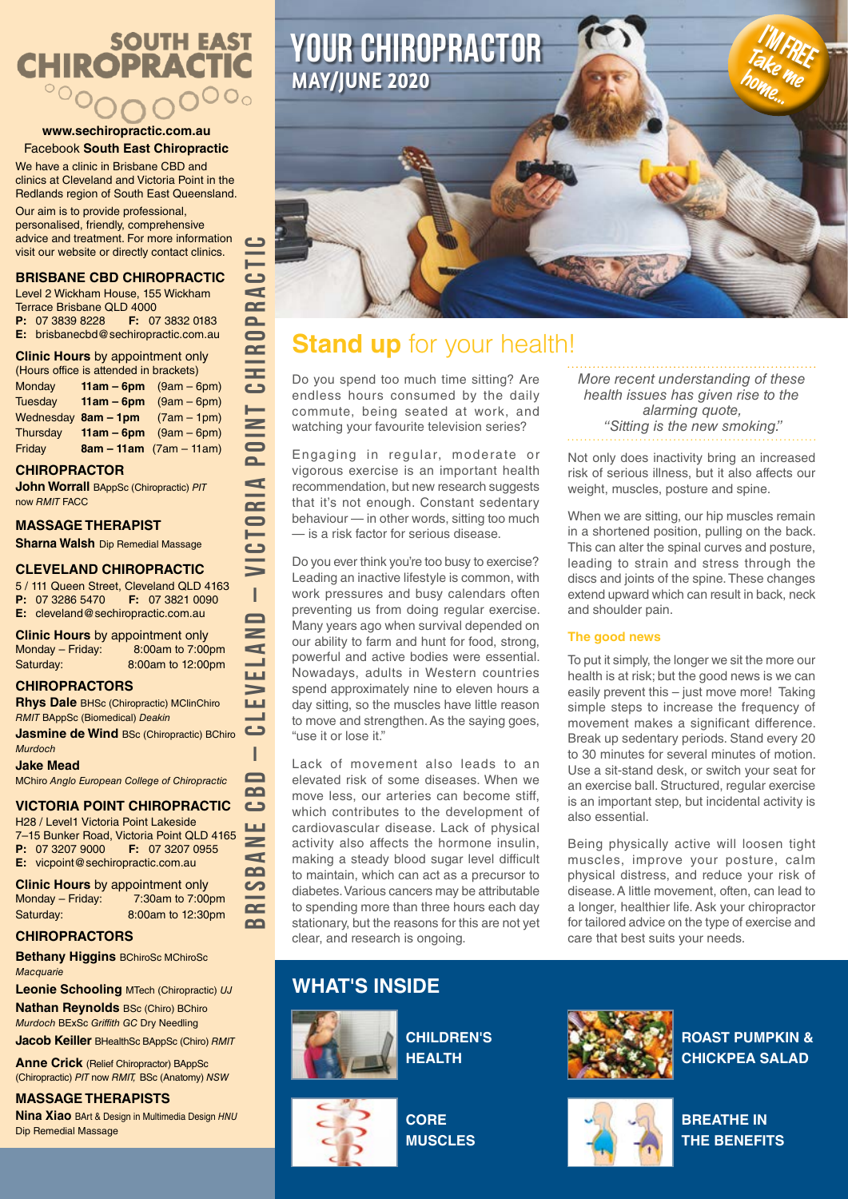# SOUTH EAST CHIROPRACTIC

**www.sechiropractic.com.au**
Facebook **South East Chiropractic**

We have a clinic in Brisbane CBD and clinics at Cleveland and Victoria Point in the Redlands region of South East Queensland.

Our aim is to provide professional, personalised, friendly, comprehensive advice and treatment. For more information visit our website or directly contact clinics.

## BRISBANE CBD CHIROPRACTIC

Level 2 Wickham House, 155 Wickham Terrace Brisbane QLD 4000
**P:** 07 3839 8228 **F:** 07 3832 0183
**E:** brisbanecbd@sechiropractic.com.au

**Clinic Hours** by appointment only
(Hours office is attended in brackets)

| | | |
|---|---|---|
| Monday | **11am – 6pm** | (9am – 6pm) |
| Tuesday | **11am – 6pm** | (9am – 6pm) |
| Wednesday | **8am – 1pm** | (7am – 1pm) |
| Thursday | **11am – 6pm** | (9am – 6pm) |
| Friday | **8am – 11am** | (7am – 11am) |

### CHIROPRACTOR

**John Worrall** BAppSc (Chiropractic) *PIT* now *RMIT* FACC

### MASSAGE THERAPIST

**Sharna Walsh** Dip Remedial Massage

## CLEVELAND CHIROPRACTIC

5 / 111 Queen Street, Cleveland QLD 4163
**P:** 07 3286 5470 **F:** 07 3821 0090
**E:** cleveland@sechiropractic.com.au

**Clinic Hours** by appointment only

| | |
|---|---|
| Monday – Friday: | 8:00am to 7:00pm |
| Saturday: | 8:00am to 12:00pm |

### CHIROPRACTORS

**Rhys Dale** BHSc (Chiropractic) MClinChiro *RMIT* BAppSc (Biomedical) *Deakin*

**Jasmine de Wind** BSc (Chiropractic) BChiro *Murdoch*

**Jake Mead**
MChiro *Anglo European College of Chiropractic*

## VICTORIA POINT CHIROPRACTIC

H28 / Level1 Victoria Point Lakeside
7–15 Bunker Road, Victoria Point QLD 4165
**P:** 07 3207 9000 **F:** 07 3207 0955
**E:** vicpoint@sechiropractic.com.au

**Clinic Hours** by appointment only

| | |
|---|---|
| Monday – Friday: | 7:30am to 7:00pm |
| Saturday: | 8:00am to 12:30pm |

### CHIROPRACTORS

**Bethany Higgins** BChiroSc MChiroSc *Macquarie*

**Leonie Schooling** MTech (Chiropractic) *UJ*

**Nathan Reynolds** BSc (Chiro) BChiro *Murdoch* BExSc *Griffith GC* Dry Needling

**Jacob Keiller** BHealthSc BAppSc (Chiro) *RMIT*

**Anne Crick** (Relief Chiropractor) BAppSc (Chiropractic) *PIT* now *RMIT,* BSc (Anatomy) *NSW*

### MASSAGE THERAPISTS

**Nina Xiao** BArt & Design in Multimedia Design *HNU* Dip Remedial Massage

BRISBANE CBD – CLEVELAND – VICTORIA POINT CHIROPRACTIC

# YOUR CHIROPRACTOR
## MAY/JUNE 2020

I'M FREE Take me home...

# **Stand up** for your health!

Do you spend too much time sitting? Are endless hours consumed by the daily commute, being seated at work, and watching your favourite television series?

Engaging in regular, moderate or vigorous exercise is an important health recommendation, but new research suggests that it's not enough. Constant sedentary behaviour — in other words, sitting too much — is a risk factor for serious disease.

Do you ever think you're too busy to exercise? Leading an inactive lifestyle is common, with work pressures and busy calendars often preventing us from doing regular exercise. Many years ago when survival depended on our ability to farm and hunt for food, strong, powerful and active bodies were essential. Nowadays, adults in Western countries spend approximately nine to eleven hours a day sitting, so the muscles have little reason to move and strengthen. As the saying goes, "use it or lose it."

Lack of movement also leads to an elevated risk of some diseases. When we move less, our arteries can become stiff, which contributes to the development of cardiovascular disease. Lack of physical activity also affects the hormone insulin, making a steady blood sugar level difficult to maintain, which can act as a precursor to diabetes. Various cancers may be attributable to spending more than three hours each day stationary, but the reasons for this are not yet clear, and research is ongoing.

*More recent understanding of these health issues has given rise to the alarming quote, "Sitting is the new smoking."*

Not only does inactivity bring an increased risk of serious illness, but it also affects our weight, muscles, posture and spine.

When we are sitting, our hip muscles remain in a shortened position, pulling on the back. This can alter the spinal curves and posture, leading to strain and stress through the discs and joints of the spine. These changes extend upward which can result in back, neck and shoulder pain.

### The good news

To put it simply, the longer we sit the more our health is at risk; but the good news is we can easily prevent this – just move more! Taking simple steps to increase the frequency of movement makes a significant difference. Break up sedentary periods. Stand every 20 to 30 minutes for several minutes of motion. Use a sit-stand desk, or switch your seat for an exercise ball. Structured, regular exercise is an important step, but incidental activity is also essential.

Being physically active will loosen tight muscles, improve your posture, calm physical distress, and reduce your risk of disease. A little movement, often, can lead to a longer, healthier life. Ask your chiropractor for tailored advice on the type of exercise and care that best suits your needs.

## WHAT'S INSIDE

- **CHILDREN'S HEALTH**
- **ROAST PUMPKIN & CHICKPEA SALAD**
- **CORE MUSCLES**
- **BREATHE IN THE BENEFITS**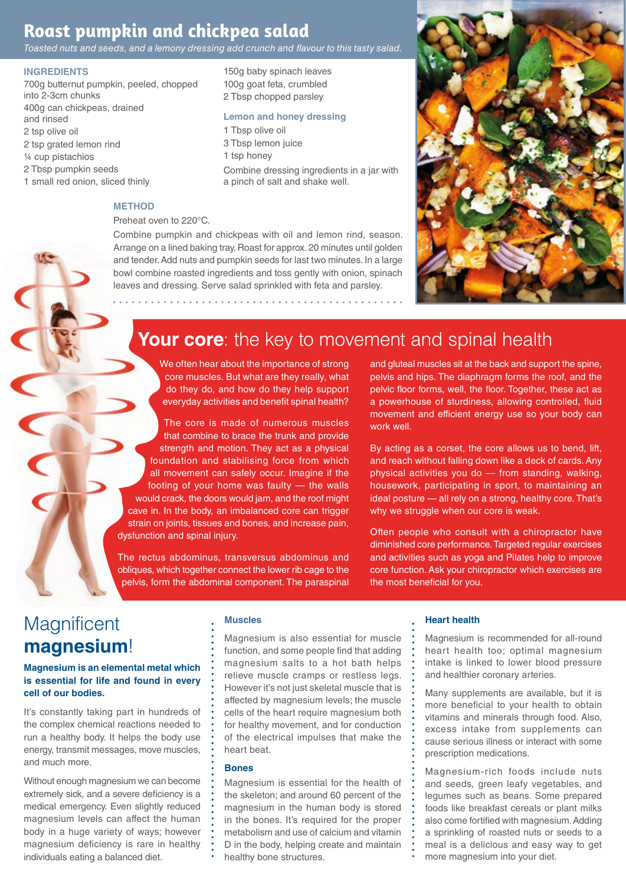# Roast pumpkin and chickpea salad

*Toasted nuts and seeds, and a lemony dressing add crunch and flavour to this tasty salad.*

### INGREDIENTS

- 700g butternut pumpkin, peeled, chopped into 2-3cm chunks
- 400g can chickpeas, drained and rinsed
- 2 tsp olive oil
- 2 tsp grated lemon rind
- ¼ cup pistachios
- 2 Tbsp pumpkin seeds
- 1 small red onion, sliced thinly
- 150g baby spinach leaves
- 100g goat feta, crumbled
- 2 Tbsp chopped parsley

### Lemon and honey dressing

- 1 Tbsp olive oil
- 3 Tbsp lemon juice
- 1 tsp honey

Combine dressing ingredients in a jar with a pinch of salt and shake well.

### METHOD

Preheat oven to 220°C.

Combine pumpkin and chickpeas with oil and lemon rind, season. Arrange on a lined baking tray. Roast for approx. 20 minutes until golden and tender. Add nuts and pumpkin seeds for last two minutes. In a large bowl combine roasted ingredients and toss gently with onion, spinach leaves and dressing. Serve salad sprinkled with feta and parsley.

# **Your core**: the key to movement and spinal health

We often hear about the importance of strong core muscles. But what are they really, what do they do, and how do they help support everyday activities and benefit spinal health?

The core is made of numerous muscles that combine to brace the trunk and provide strength and motion. They act as a physical foundation and stabilising force from which all movement can safely occur. Imagine if the footing of your home was faulty — the walls would crack, the doors would jam, and the roof might cave in. In the body, an imbalanced core can trigger strain on joints, tissues and bones, and increase pain, dysfunction and spinal injury.

The rectus abdominus, transversus abdominus and obliques, which together connect the lower rib cage to the pelvis, form the abdominal component. The paraspinal and gluteal muscles sit at the back and support the spine, pelvis and hips. The diaphragm forms the roof, and the pelvic floor forms, well, the floor. Together, these act as a powerhouse of sturdiness, allowing controlled, fluid movement and efficient energy use so your body can work well.

By acting as a corset, the core allows us to bend, lift, and reach without falling down like a deck of cards. Any physical activities you do — from standing, walking, housework, participating in sport, to maintaining an ideal posture — all rely on a strong, healthy core. That's why we struggle when our core is weak.

Often people who consult with a chiropractor have diminished core performance. Targeted regular exercises and activities such as yoga and Pilates help to improve core function. Ask your chiropractor which exercises are the most beneficial for you.

# Magnificent **magnesium**!

**Magnesium is an elemental metal which is essential for life and found in every cell of our bodies.**

It's constantly taking part in hundreds of the complex chemical reactions needed to run a healthy body. It helps the body use energy, transmit messages, move muscles, and much more.

Without enough magnesium we can become extremely sick, and a severe deficiency is a medical emergency. Even slightly reduced magnesium levels can affect the human body in a huge variety of ways; however magnesium deficiency is rare in healthy individuals eating a balanced diet.

### Muscles

Magnesium is also essential for muscle function, and some people find that adding magnesium salts to a hot bath helps relieve muscle cramps or restless legs. However it's not just skeletal muscle that is affected by magnesium levels; the muscle cells of the heart require magnesium both for healthy movement, and for conduction of the electrical impulses that make the heart beat.

### Bones

Magnesium is essential for the health of the skeleton; and around 60 percent of the magnesium in the human body is stored in the bones. It's required for the proper metabolism and use of calcium and vitamin D in the body, helping create and maintain healthy bone structures.

### Heart health

Magnesium is recommended for all-round heart health too; optimal magnesium intake is linked to lower blood pressure and healthier coronary arteries.

Many supplements are available, but it is more beneficial to your health to obtain vitamins and minerals through food. Also, excess intake from supplements can cause serious illness or interact with some prescription medications.

Magnesium-rich foods include nuts and seeds, green leafy vegetables, and legumes such as beans. Some prepared foods like breakfast cereals or plant milks also come fortified with magnesium. Adding a sprinkling of roasted nuts or seeds to a meal is a delicious and easy way to get more magnesium into your diet.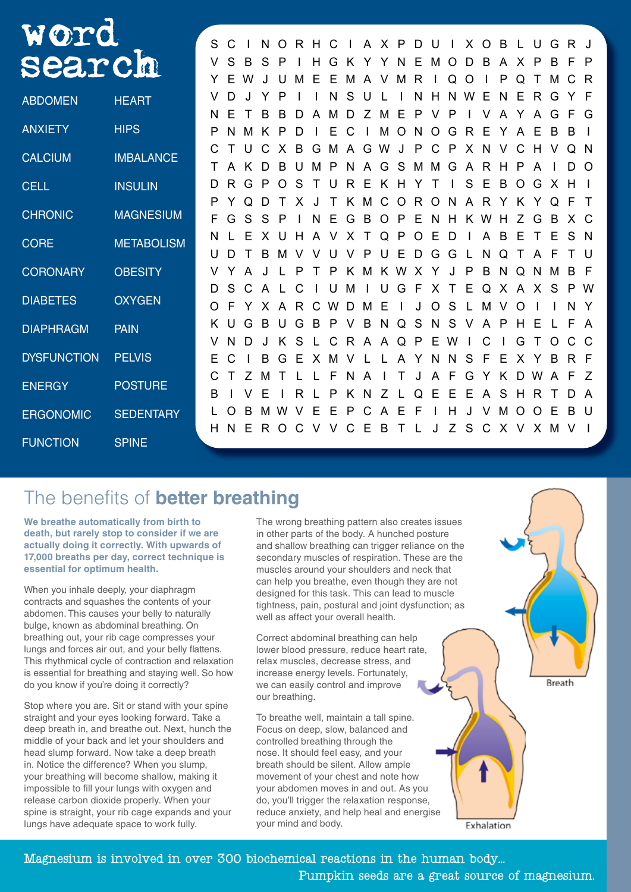# word search

| | |
|---|---|
| ABDOMEN | HEART |
| ANXIETY | HIPS |
| CALCIUM | IMBALANCE |
| CELL | INSULIN |
| CHRONIC | MAGNESIUM |
| CORE | METABOLISM |
| CORONARY | OBESITY |
| DIABETES | OXYGEN |
| DIAPHRAGM | PAIN |
| DYSFUNCTION | PELVIS |
| ENERGY | POSTURE |
| ERGONOMIC | SEDENTARY |
| FUNCTION | SPINE |

```
S C I N O R H C I A X P D U I X O B L U G R J
V S B S P I H G K Y Y N E M O D B A X P B F P
Y E W J U M E E M A V M R I Q O I P Q T M C R
V D J Y P I I N S U L I N H N W E N E R G Y F
N E T B B D A M D Z M E P V P I V A Y A G F G
P N M K P D I E C I M O N O G R E Y A E B B I
C T U C X B G M A G W J P C P X N V C H V Q N
T A K D B U M P N A G S M M G A R H P A I D O
D R G P O S T U R E K H Y T I S E B O G X H I
P Y Q D T X J T K M C O R O N A R Y K Y Q F T
F G S S P I N E G B O P E N H K W H Z G B X C
N L E X U H A V X T Q P O E D I A B E T E S N
U D T B M V V U V P U E D G G L N Q T A F T U
V Y A J L P T P K M K W X Y J P B N Q N M B F
D S C A L C I U M I U G F X T E Q X A X S P W
O F Y X A R C W D M E I J O S L M V O I I N Y
K U G B U G B P V B N Q S N S V A P H E L F A
V N D J K S L C R A A Q P E W I C I G T O C C
E C I B G E X M V L L A Y N N S F E X Y B R F
C T Z M T L L F N A I T J A F G Y K D W A F Z
B I V E I R L P K N Z L Q E E E A S H R T D A
L O B M W V E E P C A E F I H J V M O O E B U
H N E R O C V V C E B T L J Z S C X V X M V I
```

# The benefits of **better breathing**

**We breathe automatically from birth to death, but rarely stop to consider if we are actually doing it correctly. With upwards of 17,000 breaths per day, correct technique is essential for optimum health.**

When you inhale deeply, your diaphragm contracts and squashes the contents of your abdomen. This causes your belly to naturally bulge, known as abdominal breathing. On breathing out, your rib cage compresses your lungs and forces air out, and your belly flattens. This rhythmical cycle of contraction and relaxation is essential for breathing and staying well. So how do you know if you're doing it correctly?

Stop where you are. Sit or stand with your spine straight and your eyes looking forward. Take a deep breath in, and breathe out. Next, hunch the middle of your back and let your shoulders and head slump forward. Now take a deep breath in. Notice the difference? When you slump, your breathing will become shallow, making it impossible to fill your lungs with oxygen and release carbon dioxide properly. When your spine is straight, your rib cage expands and your lungs have adequate space to work fully.

The wrong breathing pattern also creates issues in other parts of the body. A hunched posture and shallow breathing can trigger reliance on the secondary muscles of respiration. These are the muscles around your shoulders and neck that can help you breathe, even though they are not designed for this task. This can lead to muscle tightness, pain, postural and joint dysfunction; as well as affect your overall health.

Correct abdominal breathing can help lower blood pressure, reduce heart rate, relax muscles, decrease stress, and increase energy levels. Fortunately, we can easily control and improve our breathing.

To breathe well, maintain a tall spine. Focus on deep, slow, balanced and controlled breathing through the nose. It should feel easy, and your breath should be silent. Allow ample movement of your chest and note how your abdomen moves in and out. As you do, you'll trigger the relaxation response, reduce anxiety, and help heal and energise your mind and body.

Breath

Exhalation

Magnesium is involved in over 300 biochemical reactions in the human body... Pumpkin seeds are a great source of magnesium.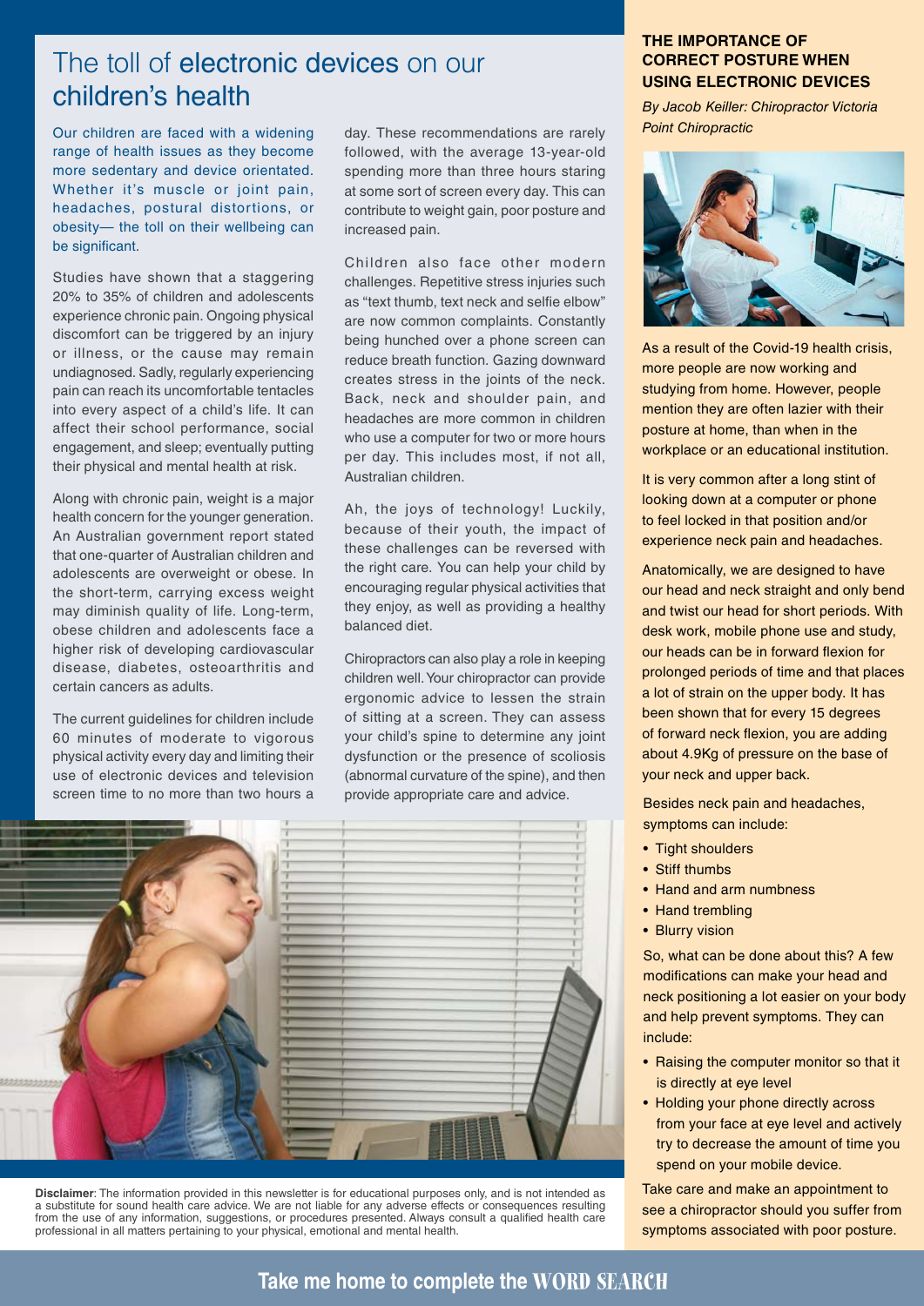# The toll of electronic devices on our children's health

Our children are faced with a widening range of health issues as they become more sedentary and device orientated. Whether it's muscle or joint pain, headaches, postural distortions, or obesity— the toll on their wellbeing can be significant.

Studies have shown that a staggering 20% to 35% of children and adolescents experience chronic pain. Ongoing physical discomfort can be triggered by an injury or illness, or the cause may remain undiagnosed. Sadly, regularly experiencing pain can reach its uncomfortable tentacles into every aspect of a child's life. It can affect their school performance, social engagement, and sleep; eventually putting their physical and mental health at risk.

Along with chronic pain, weight is a major health concern for the younger generation. An Australian government report stated that one-quarter of Australian children and adolescents are overweight or obese. In the short-term, carrying excess weight may diminish quality of life. Long-term, obese children and adolescents face a higher risk of developing cardiovascular disease, diabetes, osteoarthritis and certain cancers as adults.

The current guidelines for children include 60 minutes of moderate to vigorous physical activity every day and limiting their use of electronic devices and television screen time to no more than two hours a day. These recommendations are rarely followed, with the average 13-year-old spending more than three hours staring at some sort of screen every day. This can contribute to weight gain, poor posture and increased pain.

Children also face other modern challenges. Repetitive stress injuries such as "text thumb, text neck and selfie elbow" are now common complaints. Constantly being hunched over a phone screen can reduce breath function. Gazing downward creates stress in the joints of the neck. Back, neck and shoulder pain, and headaches are more common in children who use a computer for two or more hours per day. This includes most, if not all, Australian children.

Ah, the joys of technology! Luckily, because of their youth, the impact of these challenges can be reversed with the right care. You can help your child by encouraging regular physical activities that they enjoy, as well as providing a healthy balanced diet.

Chiropractors can also play a role in keeping children well. Your chiropractor can provide ergonomic advice to lessen the strain of sitting at a screen. They can assess your child's spine to determine any joint dysfunction or the presence of scoliosis (abnormal curvature of the spine), and then provide appropriate care and advice.

**Disclaimer**: The information provided in this newsletter is for educational purposes only, and is not intended as a substitute for sound health care advice. We are not liable for any adverse effects or consequences resulting from the use of any information, suggestions, or procedures presented. Always consult a qualified health care professional in all matters pertaining to your physical, emotional and mental health.

## THE IMPORTANCE OF CORRECT POSTURE WHEN USING ELECTRONIC DEVICES

*By Jacob Keiller: Chiropractor Victoria Point Chiropractic*

As a result of the Covid-19 health crisis, more people are now working and studying from home. However, people mention they are often lazier with their posture at home, than when in the workplace or an educational institution.

It is very common after a long stint of looking down at a computer or phone to feel locked in that position and/or experience neck pain and headaches.

Anatomically, we are designed to have our head and neck straight and only bend and twist our head for short periods. With desk work, mobile phone use and study, our heads can be in forward flexion for prolonged periods of time and that places a lot of strain on the upper body. It has been shown that for every 15 degrees of forward neck flexion, you are adding about 4.9Kg of pressure on the base of your neck and upper back.

Besides neck pain and headaches, symptoms can include:

- Tight shoulders
- Stiff thumbs
- Hand and arm numbness
- Hand trembling
- Blurry vision

So, what can be done about this? A few modifications can make your head and neck positioning a lot easier on your body and help prevent symptoms. They can include:

- Raising the computer monitor so that it is directly at eye level
- Holding your phone directly across from your face at eye level and actively try to decrease the amount of time you spend on your mobile device.

Take care and make an appointment to see a chiropractor should you suffer from symptoms associated with poor posture.

**Take me home to complete the WORD SEARCH**